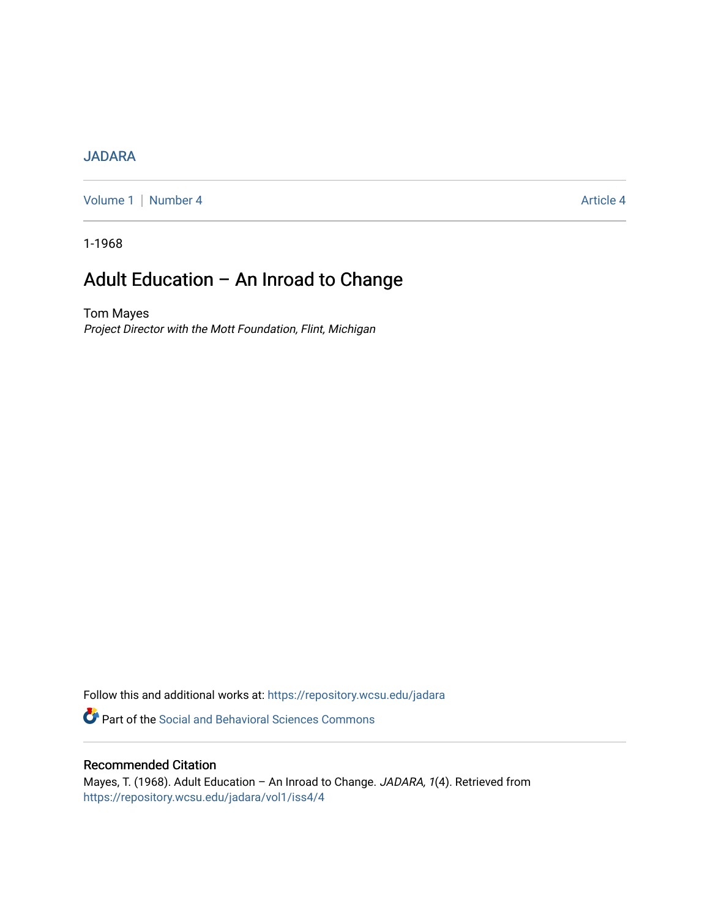JADARA

Volume 1 | Number 4 Article 4

1-1968

# Adult Education – An Inroad to Change

Tom Mayes

*Project Director with the Mott Foundation, Flint, Michigan*

Follow this and additional works at: https://repository.wcsu.edu/jadara

Part of the Social and Behavioral Sciences Commons

## Recommended Citation

Mayes, T. (1968). Adult Education – An Inroad to Change. *JADARA, 1*(4). Retrieved from https://repository.wcsu.edu/jadara/vol1/iss4/4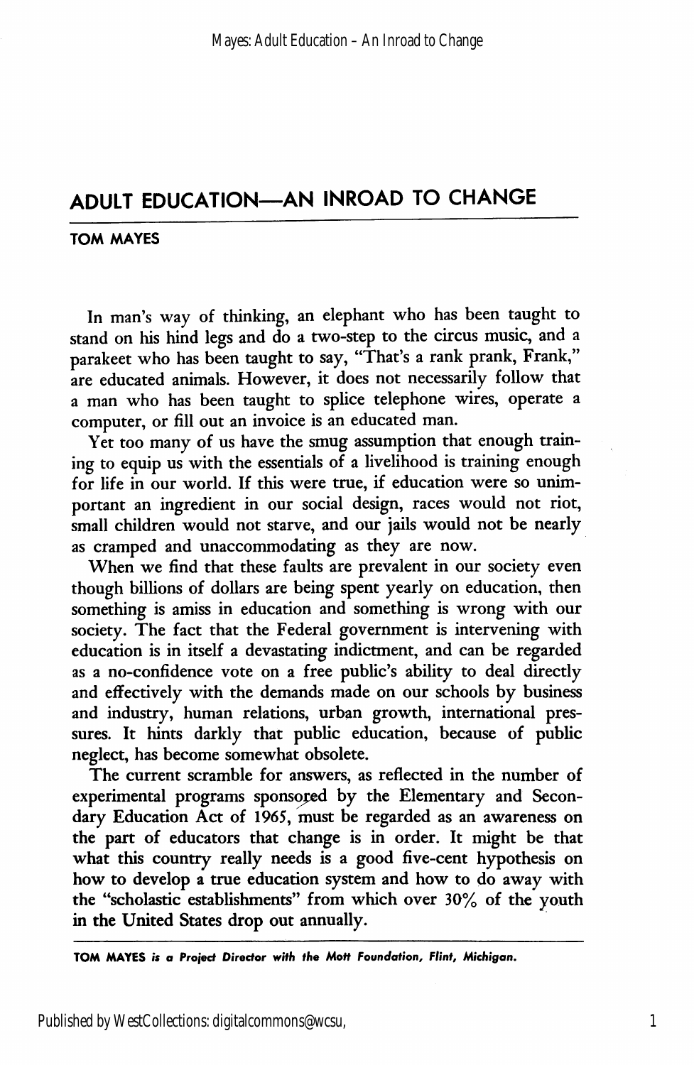# ADULT EDUCATION—AN INROAD TO CHANGE

**TOM MAYES**

In man's way of thinking, an elephant who has been taught to stand on his hind legs and do a two-step to the circus music, and a parakeet who has been taught to say, "That's a rank prank, Frank," are educated animals. However, it does not necessarily follow that a man who has been taught to splice telephone wires, operate a computer, or fill out an invoice is an educated man.

Yet too many of us have the smug assumption that enough training to equip us with the essentials of a livelihood is training enough for life in our world. If this were true, if education were so unimportant an ingredient in our social design, races would not riot, small children would not starve, and our jails would not be nearly as cramped and unaccommodating as they are now.

When we find that these faults are prevalent in our society even though billions of dollars are being spent yearly on education, then something is amiss in education and something is wrong with our society. The fact that the Federal government is intervening with education is in itself a devastating indictment, and can be regarded as a no-confidence vote on a free public's ability to deal directly and effectively with the demands made on our schools by business and industry, human relations, urban growth, international pressures. It hints darkly that public education, because of public neglect, has become somewhat obsolete.

The current scramble for answers, as reflected in the number of experimental programs sponsored by the Elementary and Secondary Education Act of 1965, must be regarded as an awareness on the part of educators that change is in order. It might be that what this country really needs is a good five-cent hypothesis on how to develop a true education system and how to do away with the "scholastic establishments" from which over 30% of the youth in the United States drop out annually.

---

**TOM MAYES** *is a Project Director with the Mott Foundation, Flint, Michigan.*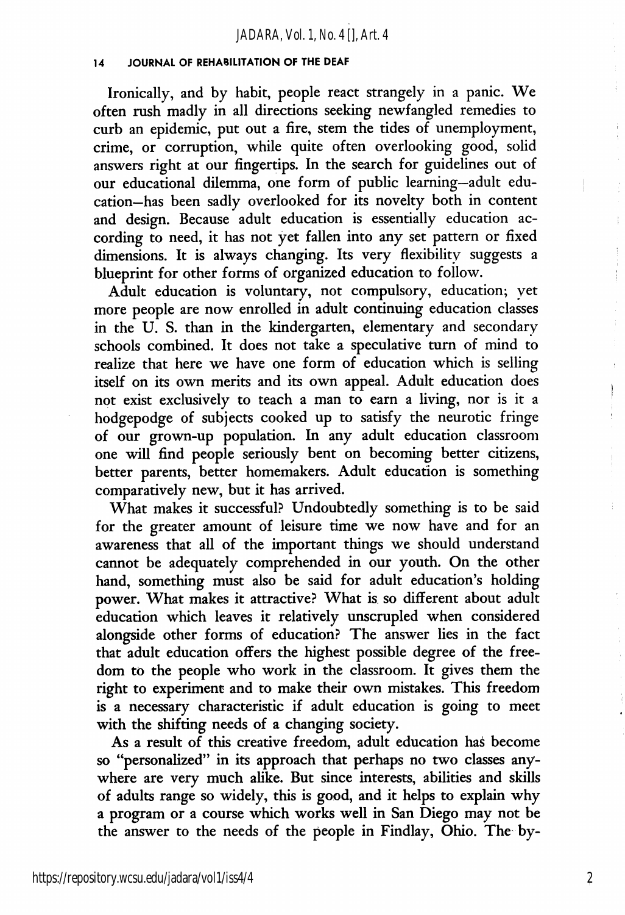Ironically, and by habit, people react strangely in a panic. We often rush madly in all directions seeking newfangled remedies to curb an epidemic, put out a fire, stem the tides of unemployment, crime, or corruption, while quite often overlooking good, solid answers right at our fingertips. In the search for guidelines out of our educational dilemma, one form of public learning—adult education—has been sadly overlooked for its novelty both in content and design. Because adult education is essentially education according to need, it has not yet fallen into any set pattern or fixed dimensions. It is always changing. Its very flexibility suggests a blueprint for other forms of organized education to follow.

Adult education is voluntary, not compulsory, education; yet more people are now enrolled in adult continuing education classes in the U. S. than in the kindergarten, elementary and secondary schools combined. It does not take a speculative turn of mind to realize that here we have one form of education which is selling itself on its own merits and its own appeal. Adult education does not exist exclusively to teach a man to earn a living, nor is it a hodgepodge of subjects cooked up to satisfy the neurotic fringe of our grown-up population. In any adult education classroom one will find people seriously bent on becoming better citizens, better parents, better homemakers. Adult education is something comparatively new, but it has arrived.

What makes it successful? Undoubtedly something is to be said for the greater amount of leisure time we now have and for an awareness that all of the important things we should understand cannot be adequately comprehended in our youth. On the other hand, something must also be said for adult education's holding power. What makes it attractive? What is so different about adult education which leaves it relatively unscrupled when considered alongside other forms of education? The answer lies in the fact that adult education offers the highest possible degree of the freedom to the people who work in the classroom. It gives them the right to experiment and to make their own mistakes. This freedom is a necessary characteristic if adult education is going to meet with the shifting needs of a changing society.

As a result of this creative freedom, adult education has become so "personalized" in its approach that perhaps no two classes anywhere are very much alike. But since interests, abilities and skills of adults range so widely, this is good, and it helps to explain why a program or a course which works well in San Diego may not be the answer to the needs of the people in Findlay, Ohio. The by-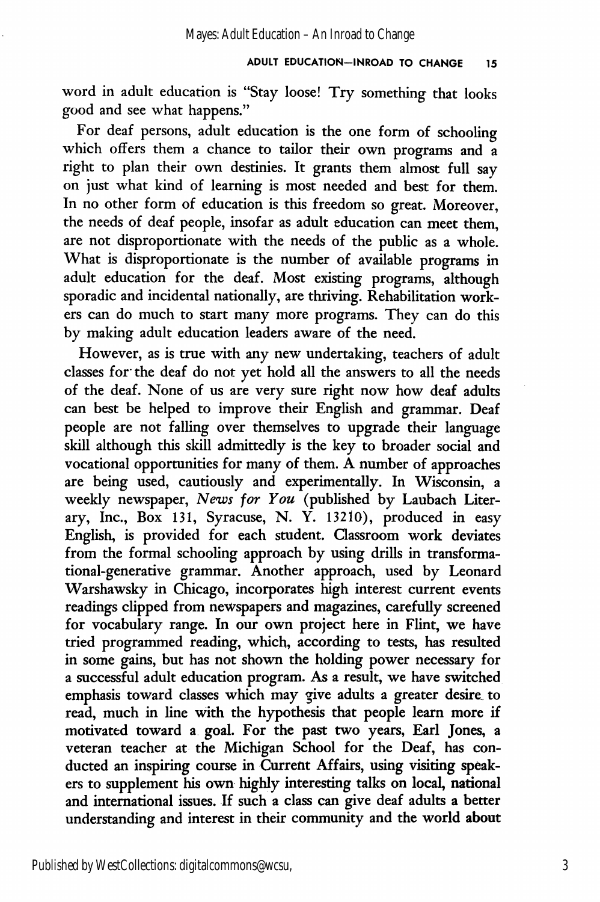word in adult education is "Stay loose! Try something that looks good and see what happens."

For deaf persons, adult education is the one form of schooling which offers them a chance to tailor their own programs and a right to plan their own destinies. It grants them almost full say on just what kind of learning is most needed and best for them. In no other form of education is this freedom so great. Moreover, the needs of deaf people, insofar as adult education can meet them, are not disproportionate with the needs of the public as a whole. What is disproportionate is the number of available programs in adult education for the deaf. Most existing programs, although sporadic and incidental nationally, are thriving. Rehabilitation workers can do much to start many more programs. They can do this by making adult education leaders aware of the need.

However, as is true with any new undertaking, teachers of adult classes for the deaf do not yet hold all the answers to all the needs of the deaf. None of us are very sure right now how deaf adults can best be helped to improve their English and grammar. Deaf people are not falling over themselves to upgrade their language skill although this skill admittedly is the key to broader social and vocational opportunities for many of them. A number of approaches are being used, cautiously and experimentally. In Wisconsin, a weekly newspaper, *News for You* (published by Laubach Literary, Inc., Box 131, Syracuse, N. Y. 13210), produced in easy English, is provided for each student. Classroom work deviates from the formal schooling approach by using drills in transformational-generative grammar. Another approach, used by Leonard Warshawsky in Chicago, incorporates high interest current events readings clipped from newspapers and magazines, carefully screened for vocabulary range. In our own project here in Flint, we have tried programmed reading, which, according to tests, has resulted in some gains, but has not shown the holding power necessary for a successful adult education program. As a result, we have switched emphasis toward classes which may give adults a greater desire to read, much in line with the hypothesis that people learn more if motivated toward a goal. For the past two years, Earl Jones, a veteran teacher at the Michigan School for the Deaf, has conducted an inspiring course in Current Affairs, using visiting speakers to supplement his own highly interesting talks on local, national and international issues. If such a class can give deaf adults a better understanding and interest in their community and the world about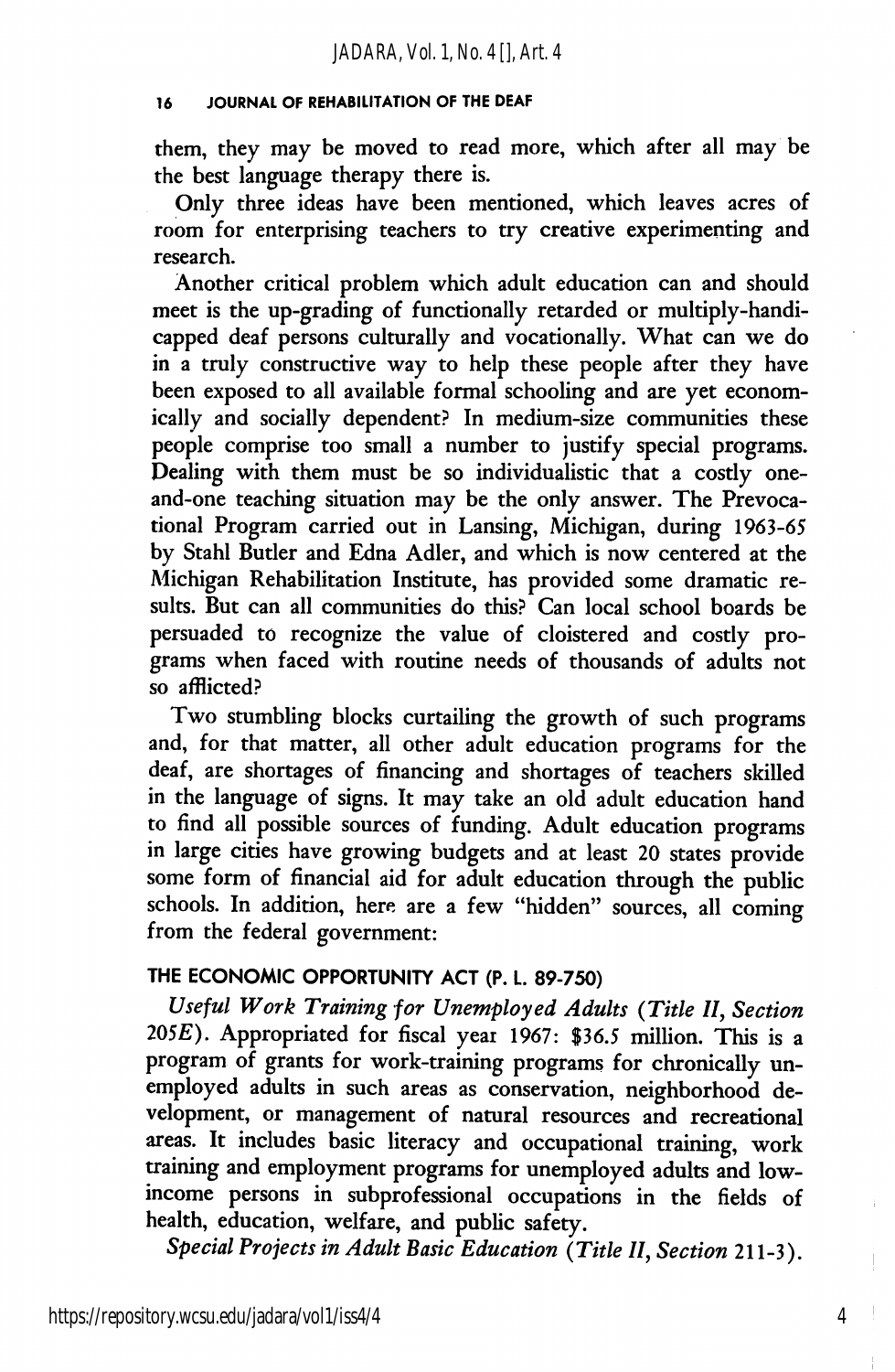them, they may be moved to read more, which after all may be the best language therapy there is.

Only three ideas have been mentioned, which leaves acres of room for enterprising teachers to try creative experimenting and research.

Another critical problem which adult education can and should meet is the up-grading of functionally retarded or multiply-handicapped deaf persons culturally and vocationally. What can we do in a truly constructive way to help these people after they have been exposed to all available formal schooling and are yet economically and socially dependent? In medium-size communities these people comprise too small a number to justify special programs. Dealing with them must be so individualistic that a costly one-and-one teaching situation may be the only answer. The Prevocational Program carried out in Lansing, Michigan, during 1963-65 by Stahl Butler and Edna Adler, and which is now centered at the Michigan Rehabilitation Institute, has provided some dramatic results. But can all communities do this? Can local school boards be persuaded to recognize the value of cloistered and costly programs when faced with routine needs of thousands of adults not so afflicted?

Two stumbling blocks curtailing the growth of such programs and, for that matter, all other adult education programs for the deaf, are shortages of financing and shortages of teachers skilled in the language of signs. It may take an old adult education hand to find all possible sources of funding. Adult education programs in large cities have growing budgets and at least 20 states provide some form of financial aid for adult education through the public schools. In addition, here are a few "hidden" sources, all coming from the federal government:

### THE ECONOMIC OPPORTUNITY ACT (P. L. 89-750)

*Useful Work Training for Unemployed Adults (Title II, Section 205E)*. Appropriated for fiscal year 1967: $36.5 million. This is a program of grants for work-training programs for chronically unemployed adults in such areas as conservation, neighborhood development, or management of natural resources and recreational areas. It includes basic literacy and occupational training, work training and employment programs for unemployed adults and low-income persons in subprofessional occupations in the fields of health, education, welfare, and public safety.

*Special Projects in Adult Basic Education (Title II, Section* 211-3).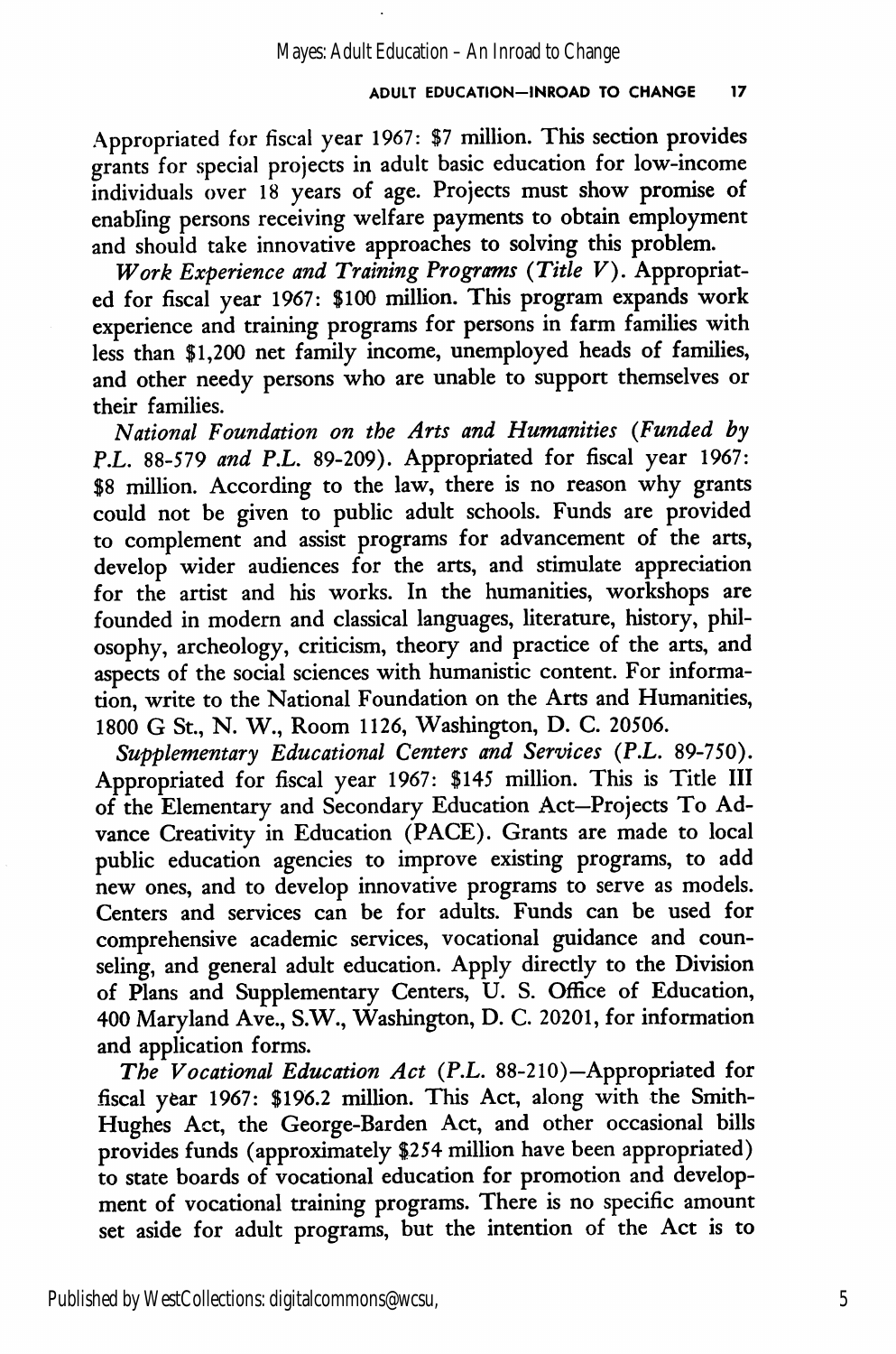Appropriated for fiscal year 1967: $7 million. This section provides grants for special projects in adult basic education for low-income individuals over 18 years of age. Projects must show promise of enabling persons receiving welfare payments to obtain employment and should take innovative approaches to solving this problem.

*Work Experience and Training Programs (Title V)*. Appropriated for fiscal year 1967: $100 million. This program expands work experience and training programs for persons in farm families with less than $1,200 net family income, unemployed heads of families, and other needy persons who are unable to support themselves or their families.

*National Foundation on the Arts and Humanities (Funded by P.L. 88-579 and P.L. 89-209)*. Appropriated for fiscal year 1967: $8 million. According to the law, there is no reason why grants could not be given to public adult schools. Funds are provided to complement and assist programs for advancement of the arts, develop wider audiences for the arts, and stimulate appreciation for the artist and his works. In the humanities, workshops are founded in modern and classical languages, literature, history, philosophy, archeology, criticism, theory and practice of the arts, and aspects of the social sciences with humanistic content. For information, write to the National Foundation on the Arts and Humanities, 1800 G St., N. W., Room 1126, Washington, D. C. 20506.

*Supplementary Educational Centers and Services (P.L. 89-750)*. Appropriated for fiscal year 1967: $145 million. This is Title III of the Elementary and Secondary Education Act—Projects To Advance Creativity in Education (PACE). Grants are made to local public education agencies to improve existing programs, to add new ones, and to develop innovative programs to serve as models. Centers and services can be for adults. Funds can be used for comprehensive academic services, vocational guidance and counseling, and general adult education. Apply directly to the Division of Plans and Supplementary Centers, U. S. Office of Education, 400 Maryland Ave., S.W., Washington, D. C. 20201, for information and application forms.

*The Vocational Education Act (P.L. 88-210)*—Appropriated for fiscal year 1967: $196.2 million. This Act, along with the Smith-Hughes Act, the George-Barden Act, and other occasional bills provides funds (approximately $254 million have been appropriated) to state boards of vocational education for promotion and development of vocational training programs. There is no specific amount set aside for adult programs, but the intention of the Act is to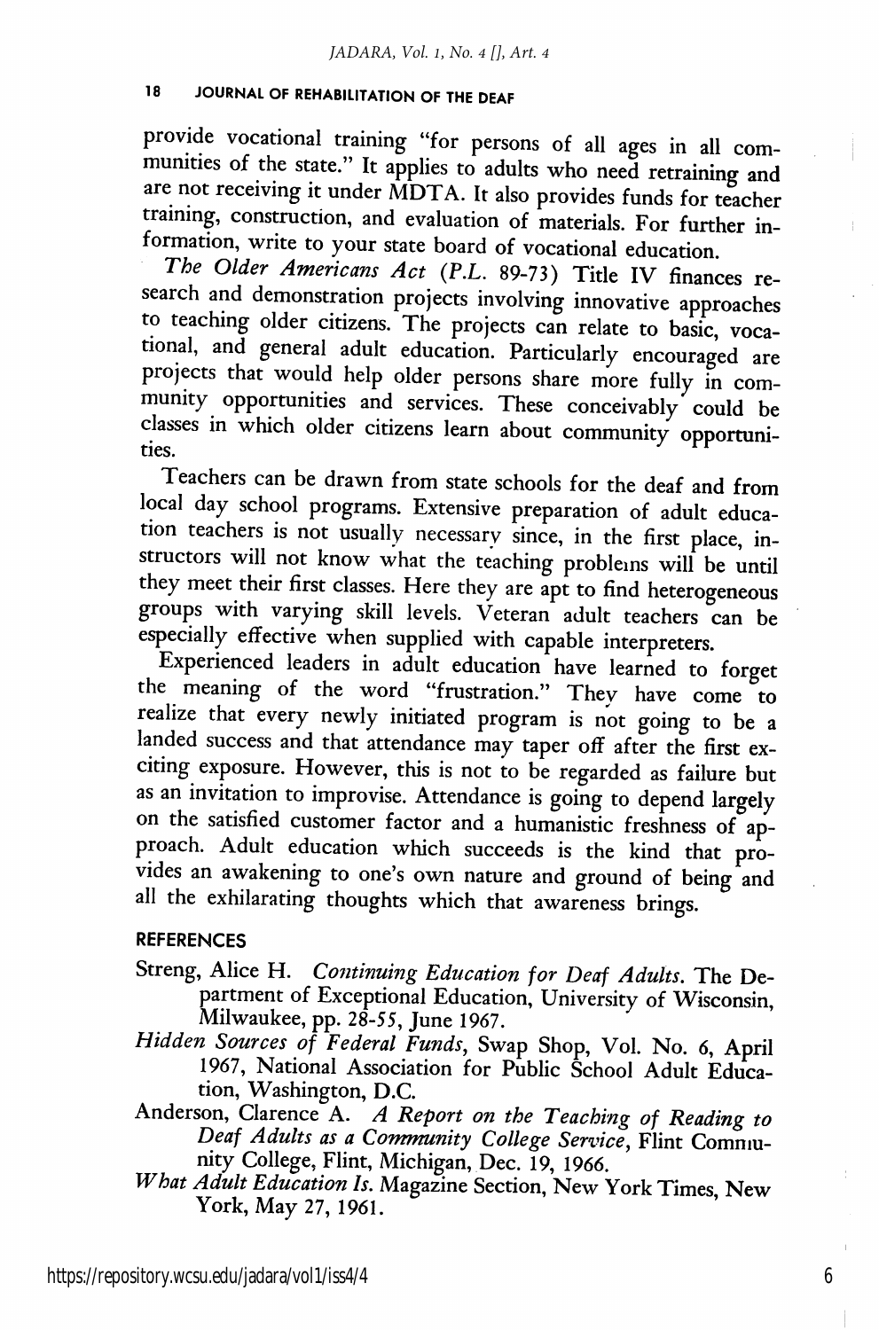provide vocational training "for persons of all ages in all communities of the state." It applies to adults who need retraining and are not receiving it under MDTA. It also provides funds for teacher training, construction, and evaluation of materials. For further information, write to your state board of vocational education.

*The Older Americans Act (P.L.* 89-73) Title IV finances research and demonstration projects involving innovative approaches to teaching older citizens. The projects can relate to basic, vocational, and general adult education. Particularly encouraged are projects that would help older persons share more fully in community opportunities and services. These conceivably could be classes in which older citizens learn about community opportunities.

Teachers can be drawn from state schools for the deaf and from local day school programs. Extensive preparation of adult education teachers is not usually necessary since, in the first place, instructors will not know what the teaching problems will be until they meet their first classes. Here they are apt to find heterogeneous groups with varying skill levels. Veteran adult teachers can be especially effective when supplied with capable interpreters.

Experienced leaders in adult education have learned to forget the meaning of the word "frustration." They have come to realize that every newly initiated program is not going to be a landed success and that attendance may taper off after the first exciting exposure. However, this is not to be regarded as failure but as an invitation to improvise. Attendance is going to depend largely on the satisfied customer factor and a humanistic freshness of approach. Adult education which succeeds is the kind that provides an awakening to one's own nature and ground of being and all the exhilarating thoughts which that awareness brings.

## REFERENCES

Streng, Alice H. *Continuing Education for Deaf Adults.* The Department of Exceptional Education, University of Wisconsin, Milwaukee, pp. 28-55, June 1967.

*Hidden Sources of Federal Funds*, Swap Shop, Vol. No. 6, April 1967, National Association for Public School Adult Education, Washington, D.C.

Anderson, Clarence A. *A Report on the Teaching of Reading to Deaf Adults as a Community College Service*, Flint Community College, Flint, Michigan, Dec. 19, 1966.

*What Adult Education Is.* Magazine Section, New York Times, New York, May 27, 1961.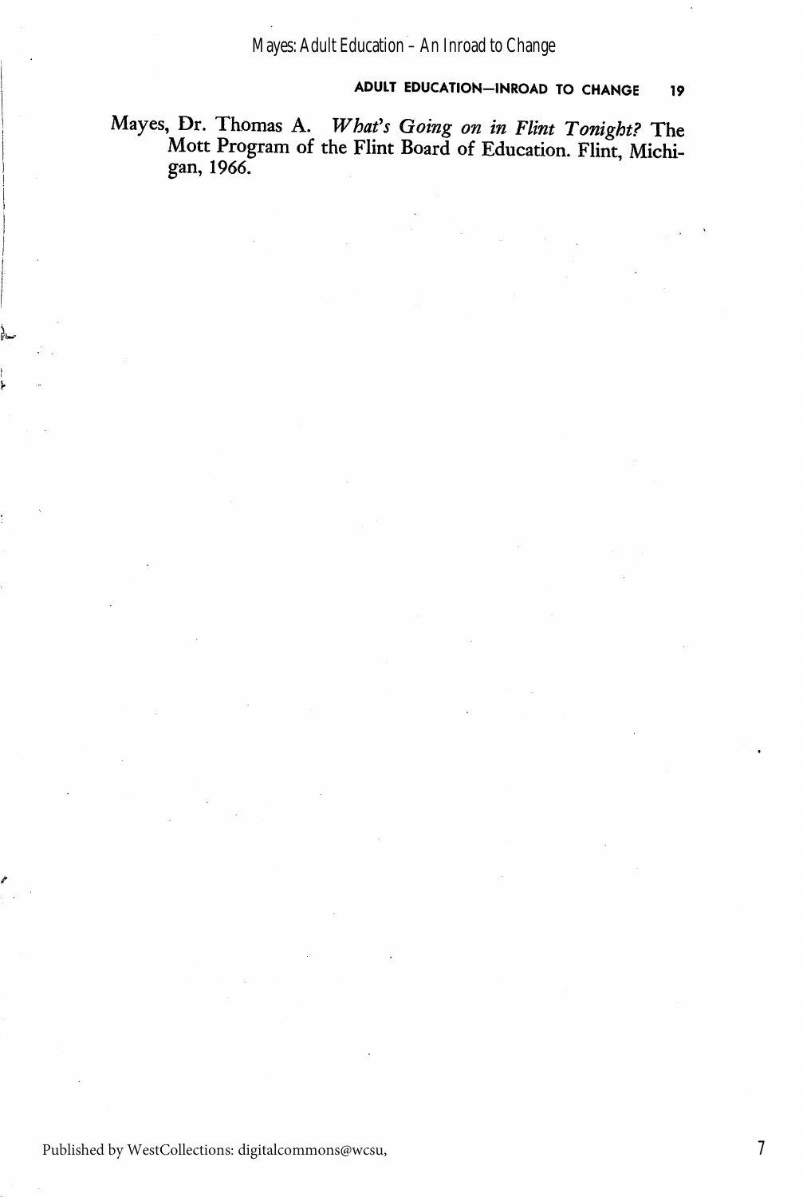Mayes, Dr. Thomas A. *What's Going on in Flint Tonight?* The Mott Program of the Flint Board of Education. Flint, Michigan, 1966.